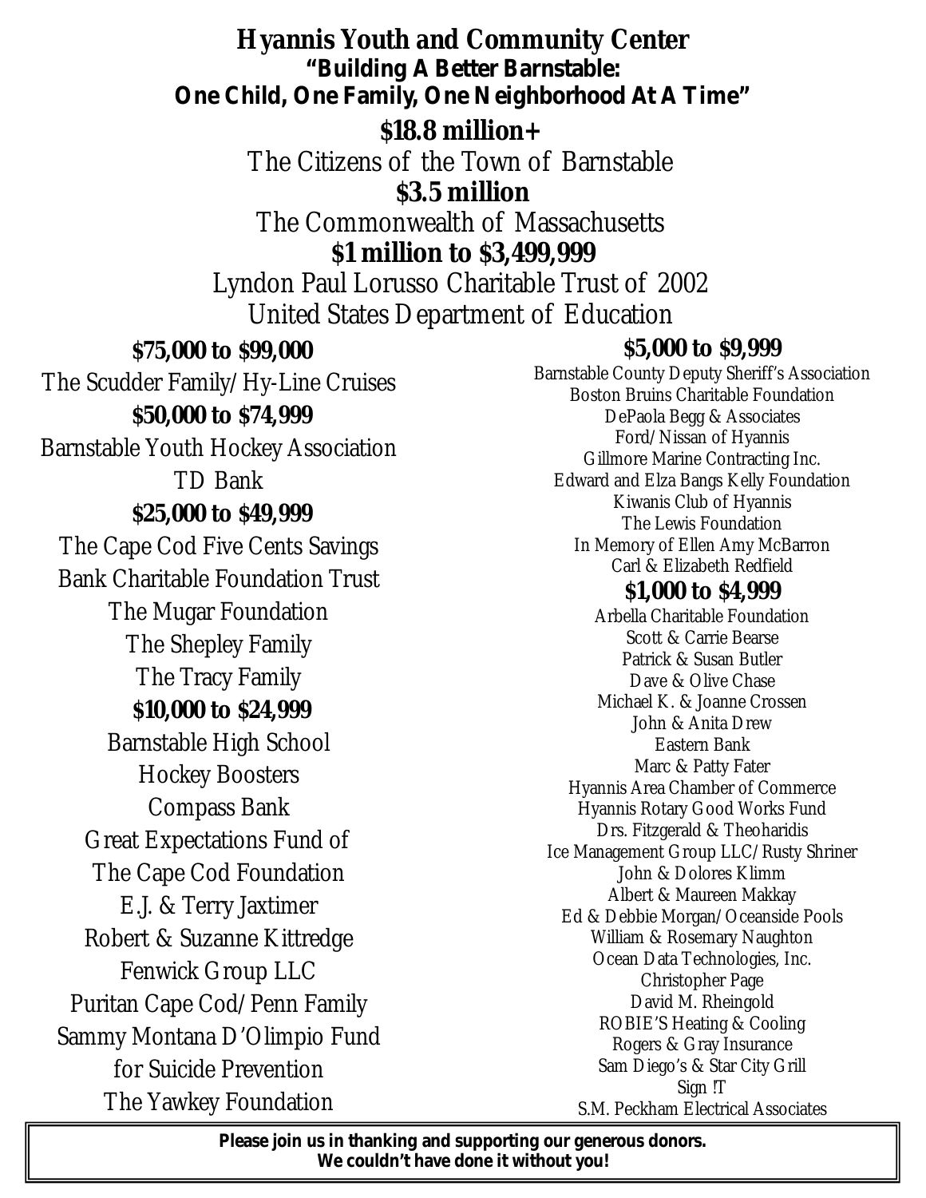# Hyannis Youth and Community Center

## "Building A Better Barnstable: One Child, One Family, One Neighborhood At A Time"

### $18.8 million+

The Citizens of the Town of Barnstable

### $3.5 million

The Commonwealth of Massachusetts

### $1 million to $3,499,999

Lyndon Paul Lorusso Charitable Trust of 2002

United States Department of Education

### $75,000 to $99,000

The Scudder Family/Hy-Line Cruises

### $50,000 to $74,999

Barnstable Youth Hockey Association

TD Bank

### $25,000 to $49,999

The Cape Cod Five Cents Savings Bank Charitable Foundation Trust

The Mugar Foundation

The Shepley Family

The Tracy Family

### $10,000 to $24,999

Barnstable High School Hockey Boosters

Compass Bank

Great Expectations Fund of The Cape Cod Foundation

E.J. & Terry Jaxtimer

Robert & Suzanne Kittredge

Fenwick Group LLC

Puritan Cape Cod/Penn Family

Sammy Montana D'Olimpio Fund for Suicide Prevention

The Yawkey Foundation

### $5,000 to $9,999

Barnstable County Deputy Sheriff's Association

Boston Bruins Charitable Foundation

DePaola Begg & Associates

Ford/Nissan of Hyannis

Gillmore Marine Contracting Inc.

Edward and Elza Bangs Kelly Foundation

Kiwanis Club of Hyannis

The Lewis Foundation

In Memory of Ellen Amy McBarron

Carl & Elizabeth Redfield

### $1,000 to $4,999

Arbella Charitable Foundation

Scott & Carrie Bearse

Patrick & Susan Butler

Dave & Olive Chase

Michael K. & Joanne Crossen

John & Anita Drew

Eastern Bank

Marc & Patty Fater

Hyannis Area Chamber of Commerce

Hyannis Rotary Good Works Fund

Drs. Fitzgerald & Theoharidis

Ice Management Group LLC/Rusty Shriner

John & Dolores Klimm

Albert & Maureen Makkay

Ed & Debbie Morgan/Oceanside Pools

William & Rosemary Naughton

Ocean Data Technologies, Inc.

Christopher Page

David M. Rheingold

ROBIE'S Heating & Cooling

Rogers & Gray Insurance

Sam Diego's & Star City Grill

Sign !T

S.M. Peckham Electrical Associates

**Please join us in thanking and supporting our generous donors. We couldn't have done it without you!**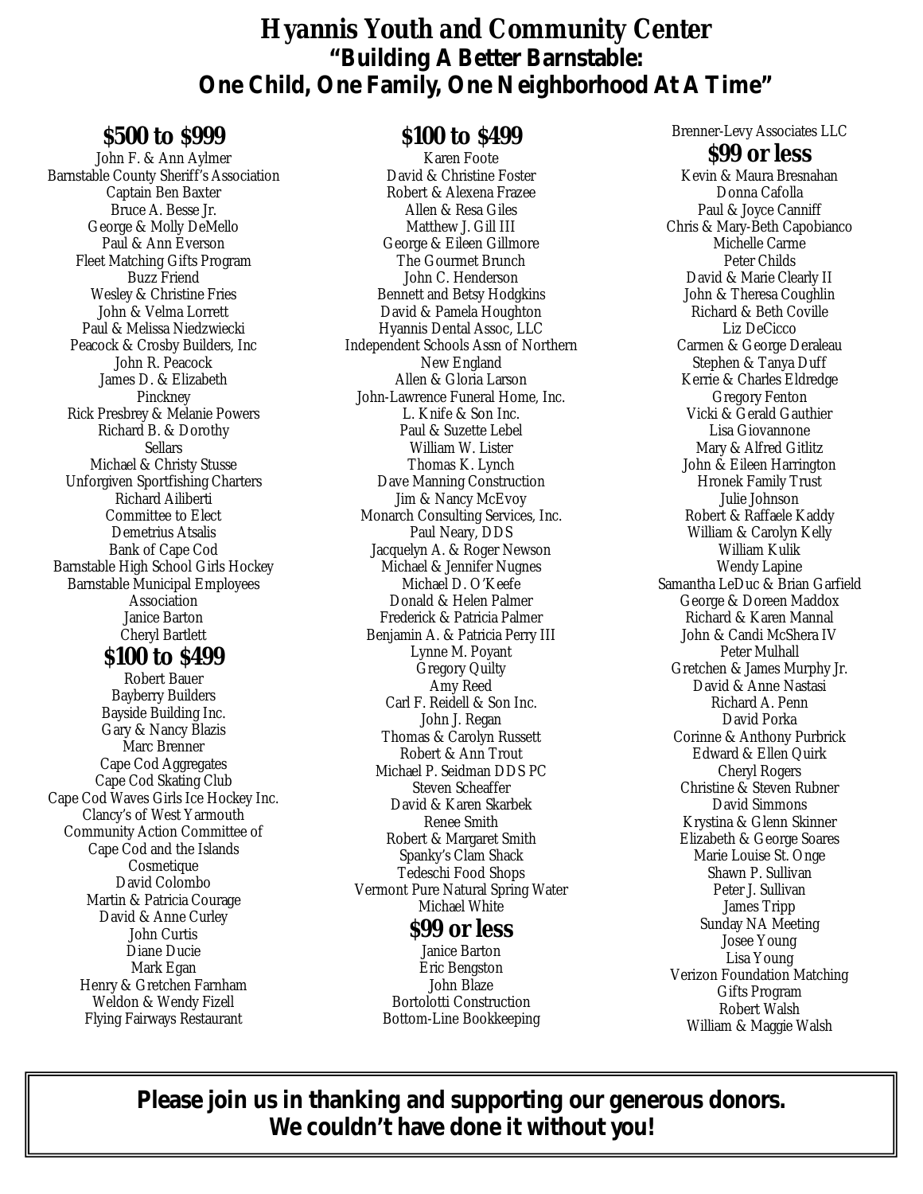# Hyannis Youth and Community Center

## "Building A Better Barnstable: One Child, One Family, One Neighborhood At A Time"

### $500 to $999

John F. & Ann Aylmer
Barnstable County Sheriff's Association
Captain Ben Baxter
Bruce A. Besse Jr.
George & Molly DeMello
Paul & Ann Everson
Fleet Matching Gifts Program
Buzz Friend
Wesley & Christine Fries
John & Velma Lorrett
Paul & Melissa Niedzwiecki
Peacock & Crosby Builders, Inc
John R. Peacock
James D. & Elizabeth Pinckney
Rick Presbrey & Melanie Powers
Richard B. & Dorothy Sellars
Michael & Christy Stusse
Unforgiven Sportfishing Charters
Richard Ailiberti
Committee to Elect Demetrius Atsalis
Bank of Cape Cod
Barnstable High School Girls Hockey
Barnstable Municipal Employees Association
Janice Barton
Cheryl Bartlett

### $100 to $499

Robert Bauer
Bayberry Builders
Bayside Building Inc.
Gary & Nancy Blazis
Marc Brenner
Cape Cod Aggregates
Cape Cod Skating Club
Cape Cod Waves Girls Ice Hockey Inc.
Clancy's of West Yarmouth
Community Action Committee of Cape Cod and the Islands
Cosmetique
David Colombo
Martin & Patricia Courage
David & Anne Curley
John Curtis
Diane Ducie
Mark Egan
Henry & Gretchen Farnham
Weldon & Wendy Fizell
Flying Fairways Restaurant

### $100 to $499

Karen Foote
David & Christine Foster
Robert & Alexena Frazee
Allen & Resa Giles
Matthew J. Gill III
George & Eileen Gillmore
The Gourmet Brunch
John C. Henderson
Bennett and Betsy Hodgkins
David & Pamela Houghton
Hyannis Dental Assoc, LLC
Independent Schools Assn of Northern New England
Allen & Gloria Larson
John-Lawrence Funeral Home, Inc.
L. Knife & Son Inc.
Paul & Suzette Lebel
William W. Lister
Thomas K. Lynch
Dave Manning Construction
Jim & Nancy McEvoy
Monarch Consulting Services, Inc.
Paul Neary, DDS
Jacquelyn A. & Roger Newson
Michael & Jennifer Nugnes
Michael D. O'Keefe
Donald & Helen Palmer
Frederick & Patricia Palmer
Benjamin A. & Patricia Perry III
Lynne M. Poyant
Gregory Quilty
Amy Reed
Carl F. Reidell & Son Inc.
John J. Regan
Thomas & Carolyn Russett
Robert & Ann Trout
Michael P. Seidman DDS PC
Steven Scheaffer
David & Karen Skarbek
Renee Smith
Robert & Margaret Smith
Spanky's Clam Shack
Tedeschi Food Shops
Vermont Pure Natural Spring Water
Michael White

### $99 or less

Janice Barton
Eric Bengston
John Blaze
Bortolotti Construction
Bottom-Line Bookkeeping
Brenner-Levy Associates LLC

### $99 or less

Kevin & Maura Bresnahan
Donna Cafolla
Paul & Joyce Canniff
Chris & Mary-Beth Capobianco
Michelle Carme
Peter Childs
David & Marie Clearly II
John & Theresa Coughlin
Richard & Beth Coville
Liz DeCicco
Carmen & George Deraleau
Stephen & Tanya Duff
Kerrie & Charles Eldredge
Gregory Fenton
Vicki & Gerald Gauthier
Lisa Giovannone
Mary & Alfred Gitlitz
John & Eileen Harrington
Hronek Family Trust
Julie Johnson
Robert & Raffaele Kaddy
William & Carolyn Kelly
William Kulik
Wendy Lapine
Samantha LeDuc & Brian Garfield
George & Doreen Maddox
Richard & Karen Mannal
John & Candi McShera IV
Peter Mulhall
Gretchen & James Murphy Jr.
David & Anne Nastasi
Richard A. Penn
David Porka
Corinne & Anthony Purbrick
Edward & Ellen Quirk
Cheryl Rogers
Christine & Steven Rubner
David Simmons
Krystina & Glenn Skinner
Elizabeth & George Soares
Marie Louise St. Onge
Shawn P. Sullivan
Peter J. Sullivan
James Tripp
Sunday NA Meeting
Josee Young
Lisa Young
Verizon Foundation Matching Gifts Program
Robert Walsh
William & Maggie Walsh

**Please join us in thanking and supporting our generous donors. We couldn't have done it without you!**